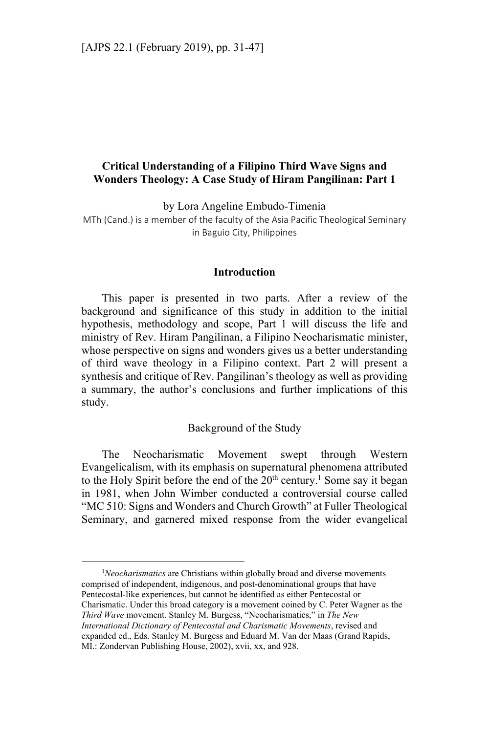# Critical Understanding of a Filipino Third Wave Signs and Wonders Theology: A Case Study of Hiram Pangilinan: Part 1

by Lora Angeline Embudo-Timenia

MTh (Cand.) is a member of the faculty of the Asia Pacific Theological Seminary in Baguio City, Philippines

## Introduction

This paper is presented in two parts. After a review of the background and significance of this study in addition to the initial hypothesis, methodology and scope, Part 1 will discuss the life and ministry of Rev. Hiram Pangilinan, a Filipino Neocharismatic minister, whose perspective on signs and wonders gives us a better understanding of third wave theology in a Filipino context. Part 2 will present a synthesis and critique of Rev. Pangilinan's theology as well as providing a summary, the author's conclusions and further implications of this study.

### Background of the Study

The Neocharismatic Movement swept through Western Evangelicalism, with its emphasis on supernatural phenomena attributed to the Holy Spirit before the end of the 20th century.[1] Some say it began in 1981, when John Wimber conducted a controversial course called "MC 510: Signs and Wonders and Church Growth" at Fuller Theological Seminary, and garnered mixed response from the wider evangelical

---

[1] *Neocharismatics* are Christians within globally broad and diverse movements comprised of independent, indigenous, and post-denominational groups that have Pentecostal-like experiences, but cannot be identified as either Pentecostal or Charismatic. Under this broad category is a movement coined by C. Peter Wagner as the *Third Wave* movement. Stanley M. Burgess, "Neocharismatics," in *The New International Dictionary of Pentecostal and Charismatic Movements*, revised and expanded ed., Eds. Stanley M. Burgess and Eduard M. Van der Maas (Grand Rapids, MI.: Zondervan Publishing House, 2002), xvii, xx, and 928.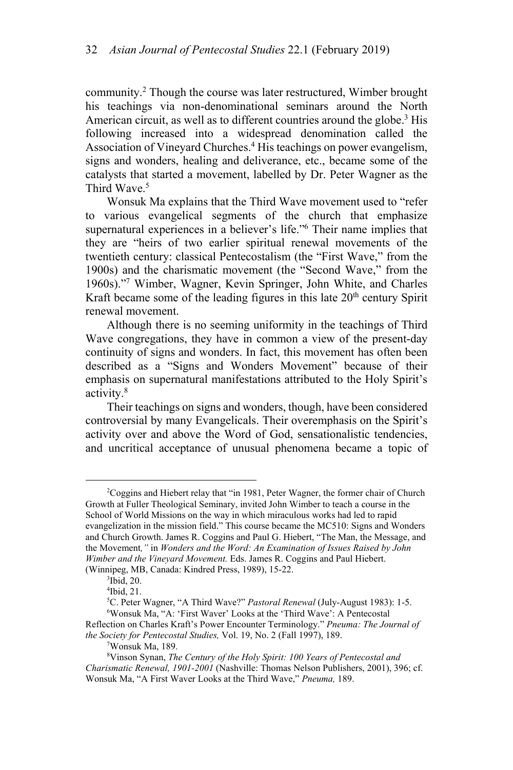community.[2] Though the course was later restructured, Wimber brought his teachings via non-denominational seminars around the North American circuit, as well as to different countries around the globe.[3] His following increased into a widespread denomination called the Association of Vineyard Churches.[4] His teachings on power evangelism, signs and wonders, healing and deliverance, etc., became some of the catalysts that started a movement, labelled by Dr. Peter Wagner as the Third Wave.[5]

Wonsuk Ma explains that the Third Wave movement used to "refer to various evangelical segments of the church that emphasize supernatural experiences in a believer's life."[6] Their name implies that they are "heirs of two earlier spiritual renewal movements of the twentieth century: classical Pentecostalism (the "First Wave," from the 1900s) and the charismatic movement (the "Second Wave," from the 1960s)."[7] Wimber, Wagner, Kevin Springer, John White, and Charles Kraft became some of the leading figures in this late 20th century Spirit renewal movement.

Although there is no seeming uniformity in the teachings of Third Wave congregations, they have in common a view of the present-day continuity of signs and wonders. In fact, this movement has often been described as a "Signs and Wonders Movement" because of their emphasis on supernatural manifestations attributed to the Holy Spirit's activity.[8]

Their teachings on signs and wonders, though, have been considered controversial by many Evangelicals. Their overemphasis on the Spirit's activity over and above the Word of God, sensationalistic tendencies, and uncritical acceptance of unusual phenomena became a topic of

---

[2]Coggins and Hiebert relay that "in 1981, Peter Wagner, the former chair of Church Growth at Fuller Theological Seminary, invited John Wimber to teach a course in the School of World Missions on the way in which miraculous works had led to rapid evangelization in the mission field." This course became the MC510: Signs and Wonders and Church Growth. James R. Coggins and Paul G. Hiebert, "The Man, the Message, and the Movement*,"* in *Wonders and the Word: An Examination of Issues Raised by John Wimber and the Vineyard Movement.* Eds. James R. Coggins and Paul Hiebert. (Winnipeg, MB, Canada: Kindred Press, 1989), 15-22.

[3]Ibid, 20.

[4]Ibid, 21.

[5]C. Peter Wagner, "A Third Wave?" *Pastoral Renewal* (July-August 1983): 1-5.

[6]Wonsuk Ma, "A: 'First Waver' Looks at the 'Third Wave': A Pentecostal Reflection on Charles Kraft's Power Encounter Terminology." *Pneuma: The Journal of the Society for Pentecostal Studies,* Vol. 19, No. 2 (Fall 1997), 189.

[7]Wonsuk Ma, 189.

[8]Vinson Synan, *The Century of the Holy Spirit: 100 Years of Pentecostal and Charismatic Renewal, 1901-2001* (Nashville: Thomas Nelson Publishers, 2001), 396; cf. Wonsuk Ma, "A First Waver Looks at the Third Wave," *Pneuma,* 189.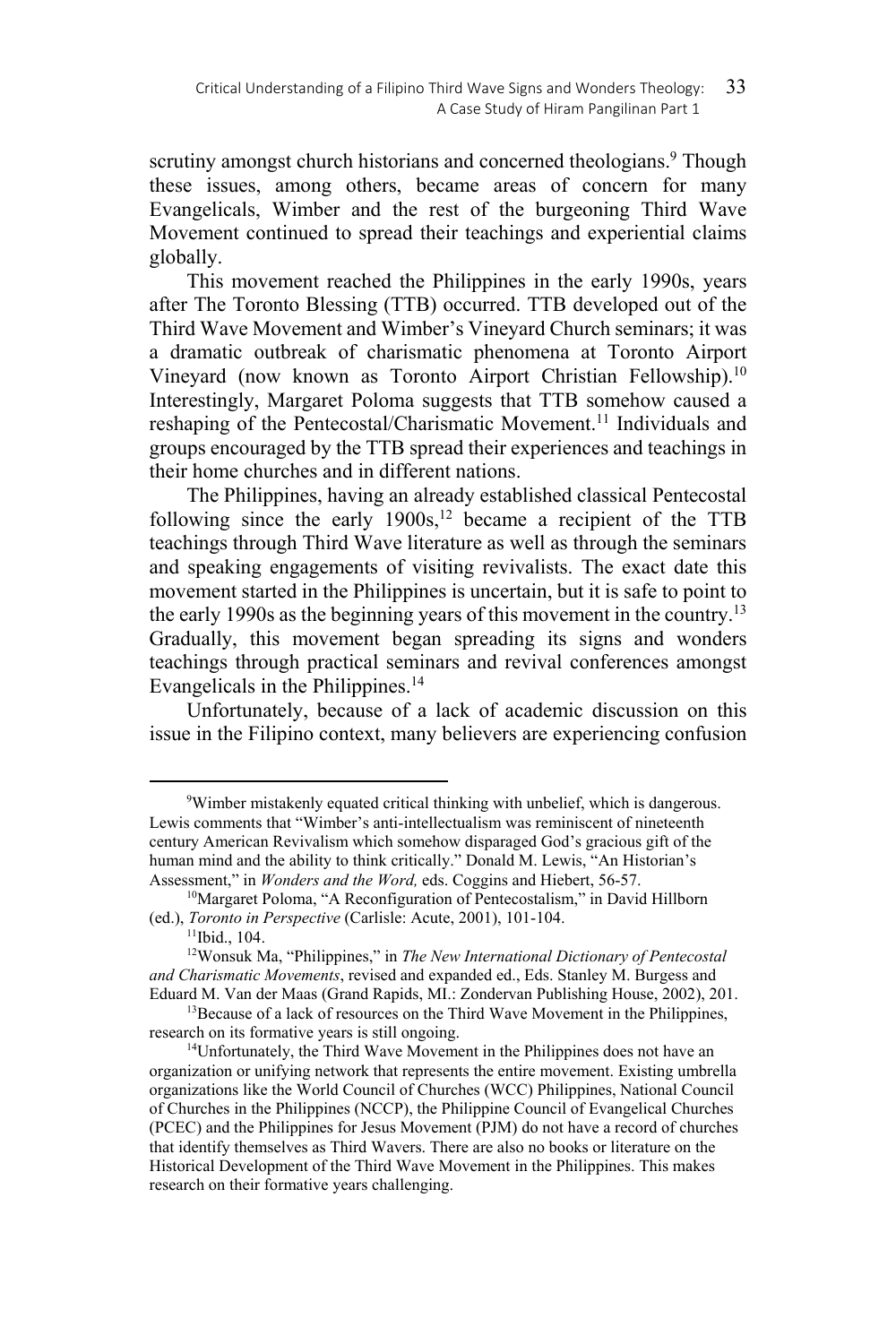scrutiny amongst church historians and concerned theologians.[9] Though these issues, among others, became areas of concern for many Evangelicals, Wimber and the rest of the burgeoning Third Wave Movement continued to spread their teachings and experiential claims globally.

This movement reached the Philippines in the early 1990s, years after The Toronto Blessing (TTB) occurred. TTB developed out of the Third Wave Movement and Wimber's Vineyard Church seminars; it was a dramatic outbreak of charismatic phenomena at Toronto Airport Vineyard (now known as Toronto Airport Christian Fellowship).[10] Interestingly, Margaret Poloma suggests that TTB somehow caused a reshaping of the Pentecostal/Charismatic Movement.[11] Individuals and groups encouraged by the TTB spread their experiences and teachings in their home churches and in different nations.

The Philippines, having an already established classical Pentecostal following since the early 1900s,[12] became a recipient of the TTB teachings through Third Wave literature as well as through the seminars and speaking engagements of visiting revivalists. The exact date this movement started in the Philippines is uncertain, but it is safe to point to the early 1990s as the beginning years of this movement in the country.[13] Gradually, this movement began spreading its signs and wonders teachings through practical seminars and revival conferences amongst Evangelicals in the Philippines.[14]

Unfortunately, because of a lack of academic discussion on this issue in the Filipino context, many believers are experiencing confusion

---

[9]Wimber mistakenly equated critical thinking with unbelief, which is dangerous. Lewis comments that "Wimber's anti-intellectualism was reminiscent of nineteenth century American Revivalism which somehow disparaged God's gracious gift of the human mind and the ability to think critically." Donald M. Lewis, "An Historian's Assessment," in *Wonders and the Word,* eds. Coggins and Hiebert, 56-57.

[10]Margaret Poloma, "A Reconfiguration of Pentecostalism," in David Hillborn (ed.), *Toronto in Perspective* (Carlisle: Acute, 2001), 101-104.

[11]Ibid., 104.

[12]Wonsuk Ma, "Philippines," in *The New International Dictionary of Pentecostal and Charismatic Movements*, revised and expanded ed., Eds. Stanley M. Burgess and Eduard M. Van der Maas (Grand Rapids, MI.: Zondervan Publishing House, 2002), 201.

[13]Because of a lack of resources on the Third Wave Movement in the Philippines, research on its formative years is still ongoing.

[14]Unfortunately, the Third Wave Movement in the Philippines does not have an organization or unifying network that represents the entire movement. Existing umbrella organizations like the World Council of Churches (WCC) Philippines, National Council of Churches in the Philippines (NCCP), the Philippine Council of Evangelical Churches (PCEC) and the Philippines for Jesus Movement (PJM) do not have a record of churches that identify themselves as Third Wavers. There are also no books or literature on the Historical Development of the Third Wave Movement in the Philippines. This makes research on their formative years challenging.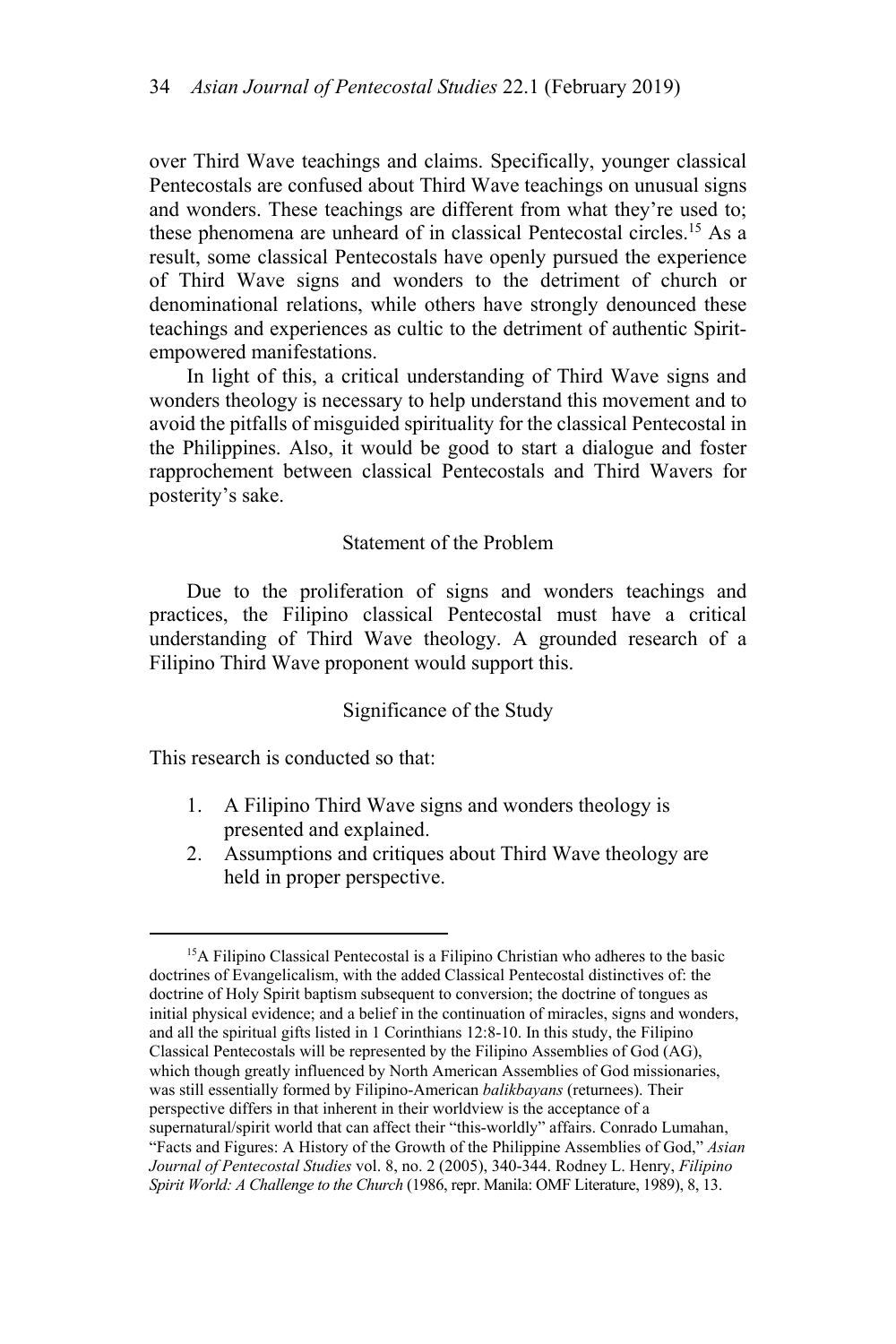over Third Wave teachings and claims. Specifically, younger classical Pentecostals are confused about Third Wave teachings on unusual signs and wonders. These teachings are different from what they're used to; these phenomena are unheard of in classical Pentecostal circles.[15] As a result, some classical Pentecostals have openly pursued the experience of Third Wave signs and wonders to the detriment of church or denominational relations, while others have strongly denounced these teachings and experiences as cultic to the detriment of authentic Spirit-empowered manifestations.

In light of this, a critical understanding of Third Wave signs and wonders theology is necessary to help understand this movement and to avoid the pitfalls of misguided spirituality for the classical Pentecostal in the Philippines. Also, it would be good to start a dialogue and foster rapprochement between classical Pentecostals and Third Wavers for posterity's sake.

## Statement of the Problem

Due to the proliferation of signs and wonders teachings and practices, the Filipino classical Pentecostal must have a critical understanding of Third Wave theology. A grounded research of a Filipino Third Wave proponent would support this.

## Significance of the Study

This research is conducted so that:

1. A Filipino Third Wave signs and wonders theology is presented and explained.
2. Assumptions and critiques about Third Wave theology are held in proper perspective.

---

[15]A Filipino Classical Pentecostal is a Filipino Christian who adheres to the basic doctrines of Evangelicalism, with the added Classical Pentecostal distinctives of: the doctrine of Holy Spirit baptism subsequent to conversion; the doctrine of tongues as initial physical evidence; and a belief in the continuation of miracles, signs and wonders, and all the spiritual gifts listed in 1 Corinthians 12:8-10. In this study, the Filipino Classical Pentecostals will be represented by the Filipino Assemblies of God (AG), which though greatly influenced by North American Assemblies of God missionaries, was still essentially formed by Filipino-American *balikbayans* (returnees). Their perspective differs in that inherent in their worldview is the acceptance of a supernatural/spirit world that can affect their "this-worldly" affairs. Conrado Lumahan, "Facts and Figures: A History of the Growth of the Philippine Assemblies of God," *Asian Journal of Pentecostal Studies* vol. 8, no. 2 (2005), 340-344. Rodney L. Henry, *Filipino Spirit World: A Challenge to the Church* (1986, repr. Manila: OMF Literature, 1989), 8, 13.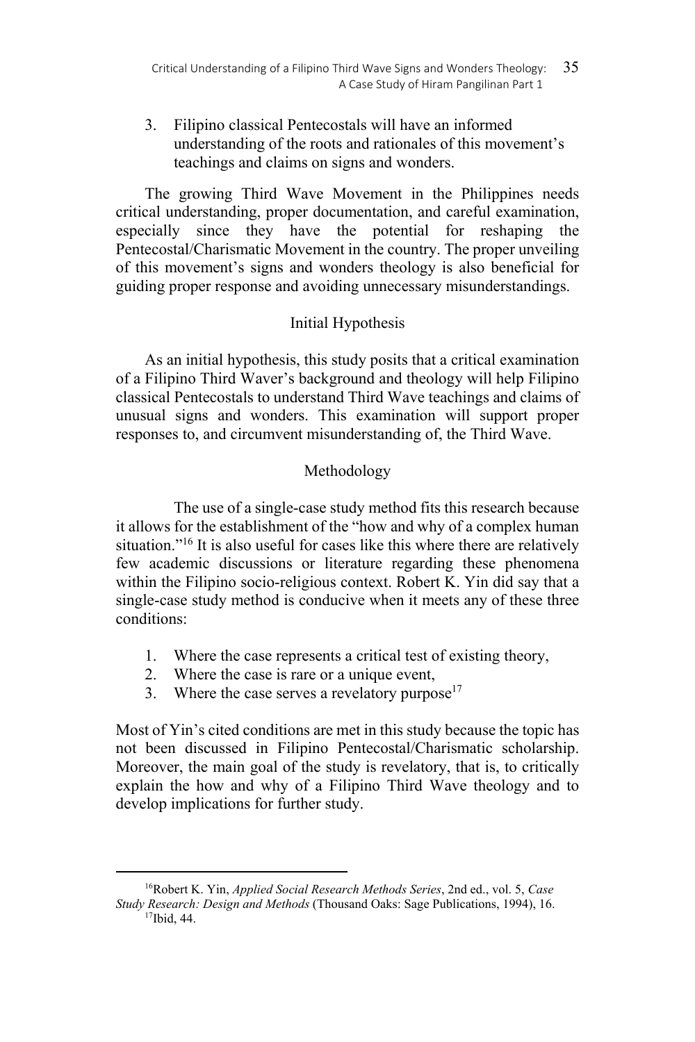3. Filipino classical Pentecostals will have an informed understanding of the roots and rationales of this movement's teachings and claims on signs and wonders.

The growing Third Wave Movement in the Philippines needs critical understanding, proper documentation, and careful examination, especially since they have the potential for reshaping the Pentecostal/Charismatic Movement in the country. The proper unveiling of this movement's signs and wonders theology is also beneficial for guiding proper response and avoiding unnecessary misunderstandings.

## Initial Hypothesis

As an initial hypothesis, this study posits that a critical examination of a Filipino Third Waver's background and theology will help Filipino classical Pentecostals to understand Third Wave teachings and claims of unusual signs and wonders. This examination will support proper responses to, and circumvent misunderstanding of, the Third Wave.

## Methodology

The use of a single-case study method fits this research because it allows for the establishment of the "how and why of a complex human situation."[16] It is also useful for cases like this where there are relatively few academic discussions or literature regarding these phenomena within the Filipino socio-religious context. Robert K. Yin did say that a single-case study method is conducive when it meets any of these three conditions:

1. Where the case represents a critical test of existing theory,
2. Where the case is rare or a unique event,
3. Where the case serves a revelatory purpose[17]

Most of Yin's cited conditions are met in this study because the topic has not been discussed in Filipino Pentecostal/Charismatic scholarship. Moreover, the main goal of the study is revelatory, that is, to critically explain the how and why of a Filipino Third Wave theology and to develop implications for further study.

---

[16] Robert K. Yin, *Applied Social Research Methods Series*, 2nd ed., vol. 5, *Case Study Research: Design and Methods* (Thousand Oaks: Sage Publications, 1994), 16.

[17] Ibid, 44.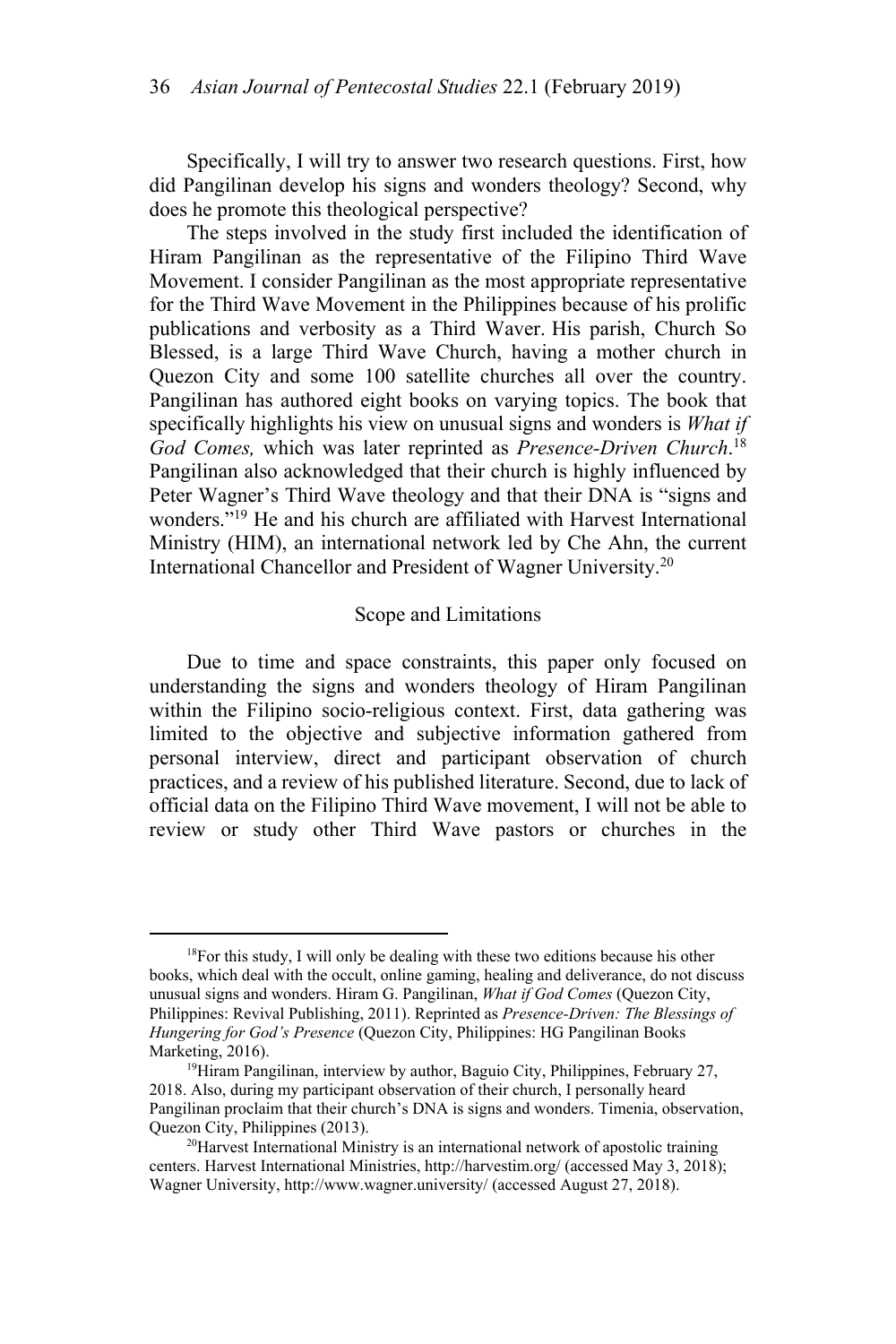Specifically, I will try to answer two research questions. First, how did Pangilinan develop his signs and wonders theology? Second, why does he promote this theological perspective?

The steps involved in the study first included the identification of Hiram Pangilinan as the representative of the Filipino Third Wave Movement. I consider Pangilinan as the most appropriate representative for the Third Wave Movement in the Philippines because of his prolific publications and verbosity as a Third Waver. His parish, Church So Blessed, is a large Third Wave Church, having a mother church in Quezon City and some 100 satellite churches all over the country. Pangilinan has authored eight books on varying topics. The book that specifically highlights his view on unusual signs and wonders is *What if God Comes,* which was later reprinted as *Presence-Driven Church*.[18] Pangilinan also acknowledged that their church is highly influenced by Peter Wagner's Third Wave theology and that their DNA is "signs and wonders."[19] He and his church are affiliated with Harvest International Ministry (HIM), an international network led by Che Ahn, the current International Chancellor and President of Wagner University.[20]

## Scope and Limitations

Due to time and space constraints, this paper only focused on understanding the signs and wonders theology of Hiram Pangilinan within the Filipino socio-religious context. First, data gathering was limited to the objective and subjective information gathered from personal interview, direct and participant observation of church practices, and a review of his published literature. Second, due to lack of official data on the Filipino Third Wave movement, I will not be able to review or study other Third Wave pastors or churches in the

---

[18]For this study, I will only be dealing with these two editions because his other books, which deal with the occult, online gaming, healing and deliverance, do not discuss unusual signs and wonders. Hiram G. Pangilinan, *What if God Comes* (Quezon City, Philippines: Revival Publishing, 2011). Reprinted as *Presence-Driven: The Blessings of Hungering for God's Presence* (Quezon City, Philippines: HG Pangilinan Books Marketing, 2016).

[19]Hiram Pangilinan, interview by author, Baguio City, Philippines, February 27, 2018. Also, during my participant observation of their church, I personally heard Pangilinan proclaim that their church's DNA is signs and wonders. Timenia, observation, Quezon City, Philippines (2013).

[20]Harvest International Ministry is an international network of apostolic training centers. Harvest International Ministries, http://harvestim.org/ (accessed May 3, 2018); Wagner University, http://www.wagner.university/ (accessed August 27, 2018).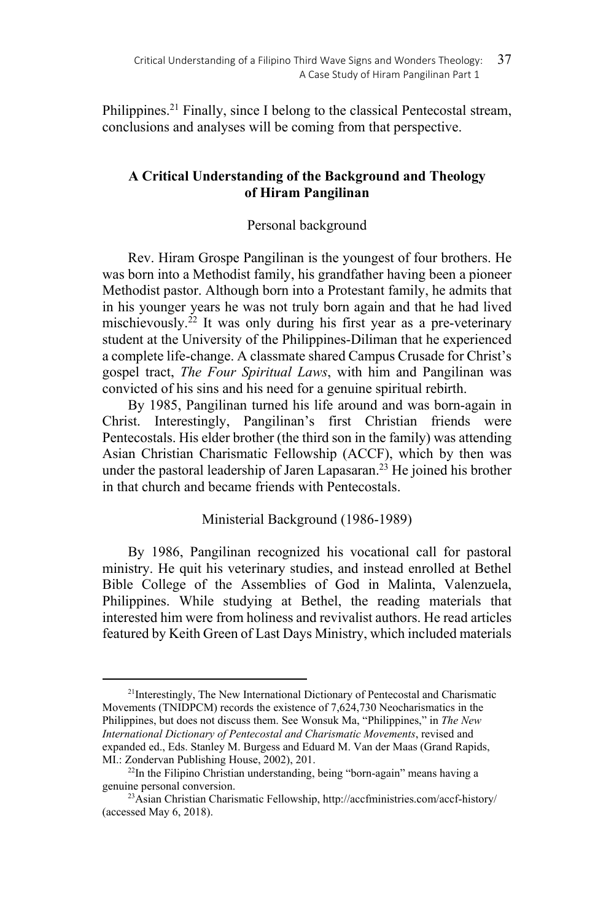Philippines.[21] Finally, since I belong to the classical Pentecostal stream, conclusions and analyses will be coming from that perspective.

## A Critical Understanding of the Background and Theology of Hiram Pangilinan

### Personal background

Rev. Hiram Grospe Pangilinan is the youngest of four brothers. He was born into a Methodist family, his grandfather having been a pioneer Methodist pastor. Although born into a Protestant family, he admits that in his younger years he was not truly born again and that he had lived mischievously.[22] It was only during his first year as a pre-veterinary student at the University of the Philippines-Diliman that he experienced a complete life-change. A classmate shared Campus Crusade for Christ's gospel tract, *The Four Spiritual Laws*, with him and Pangilinan was convicted of his sins and his need for a genuine spiritual rebirth.

By 1985, Pangilinan turned his life around and was born-again in Christ. Interestingly, Pangilinan's first Christian friends were Pentecostals. His elder brother (the third son in the family) was attending Asian Christian Charismatic Fellowship (ACCF), which by then was under the pastoral leadership of Jaren Lapasaran.[23] He joined his brother in that church and became friends with Pentecostals.

### Ministerial Background (1986-1989)

By 1986, Pangilinan recognized his vocational call for pastoral ministry. He quit his veterinary studies, and instead enrolled at Bethel Bible College of the Assemblies of God in Malinta, Valenzuela, Philippines. While studying at Bethel, the reading materials that interested him were from holiness and revivalist authors. He read articles featured by Keith Green of Last Days Ministry, which included materials

---

[21] Interestingly, The New International Dictionary of Pentecostal and Charismatic Movements (TNIDPCM) records the existence of 7,624,730 Neocharismatics in the Philippines, but does not discuss them. See Wonsuk Ma, "Philippines," in *The New International Dictionary of Pentecostal and Charismatic Movements*, revised and expanded ed., Eds. Stanley M. Burgess and Eduard M. Van der Maas (Grand Rapids, MI.: Zondervan Publishing House, 2002), 201.

[22] In the Filipino Christian understanding, being "born-again" means having a genuine personal conversion.

[23] Asian Christian Charismatic Fellowship, http://accfministries.com/accf-history/ (accessed May 6, 2018).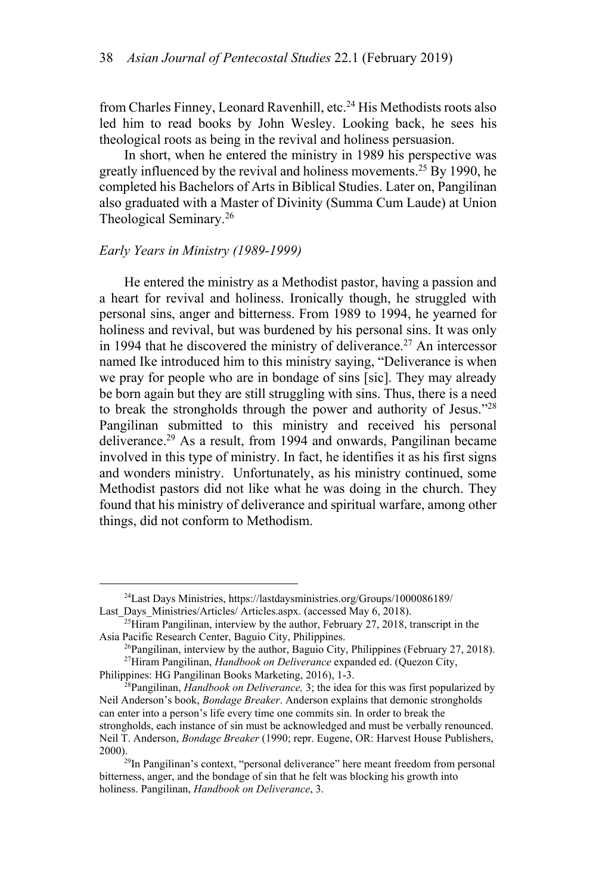from Charles Finney, Leonard Ravenhill, etc.[24] His Methodists roots also led him to read books by John Wesley. Looking back, he sees his theological roots as being in the revival and holiness persuasion.

In short, when he entered the ministry in 1989 his perspective was greatly influenced by the revival and holiness movements.[25] By 1990, he completed his Bachelors of Arts in Biblical Studies. Later on, Pangilinan also graduated with a Master of Divinity (Summa Cum Laude) at Union Theological Seminary.[26]

### *Early Years in Ministry (1989-1999)*

He entered the ministry as a Methodist pastor, having a passion and a heart for revival and holiness. Ironically though, he struggled with personal sins, anger and bitterness. From 1989 to 1994, he yearned for holiness and revival, but was burdened by his personal sins. It was only in 1994 that he discovered the ministry of deliverance.[27] An intercessor named Ike introduced him to this ministry saying, "Deliverance is when we pray for people who are in bondage of sins [sic]. They may already be born again but they are still struggling with sins. Thus, there is a need to break the strongholds through the power and authority of Jesus."[28] Pangilinan submitted to this ministry and received his personal deliverance.[29] As a result, from 1994 and onwards, Pangilinan became involved in this type of ministry. In fact, he identifies it as his first signs and wonders ministry. Unfortunately, as his ministry continued, some Methodist pastors did not like what he was doing in the church. They found that his ministry of deliverance and spiritual warfare, among other things, did not conform to Methodism.

---

[24]Last Days Ministries, https://lastdaysministries.org/Groups/1000086189/Last_Days_Ministries/Articles/ Articles.aspx. (accessed May 6, 2018).

[25]Hiram Pangilinan, interview by the author, February 27, 2018, transcript in the Asia Pacific Research Center, Baguio City, Philippines.

[26]Pangilinan, interview by the author, Baguio City, Philippines (February 27, 2018).

[27]Hiram Pangilinan, *Handbook on Deliverance* expanded ed. (Quezon City, Philippines: HG Pangilinan Books Marketing, 2016), 1-3.

[28]Pangilinan, *Handbook on Deliverance,* 3; the idea for this was first popularized by Neil Anderson's book, *Bondage Breaker*. Anderson explains that demonic strongholds can enter into a person's life every time one commits sin. In order to break the strongholds, each instance of sin must be acknowledged and must be verbally renounced. Neil T. Anderson, *Bondage Breaker* (1990; repr. Eugene, OR: Harvest House Publishers, 2000).

[29]In Pangilinan's context, "personal deliverance" here meant freedom from personal bitterness, anger, and the bondage of sin that he felt was blocking his growth into holiness. Pangilinan, *Handbook on Deliverance*, 3.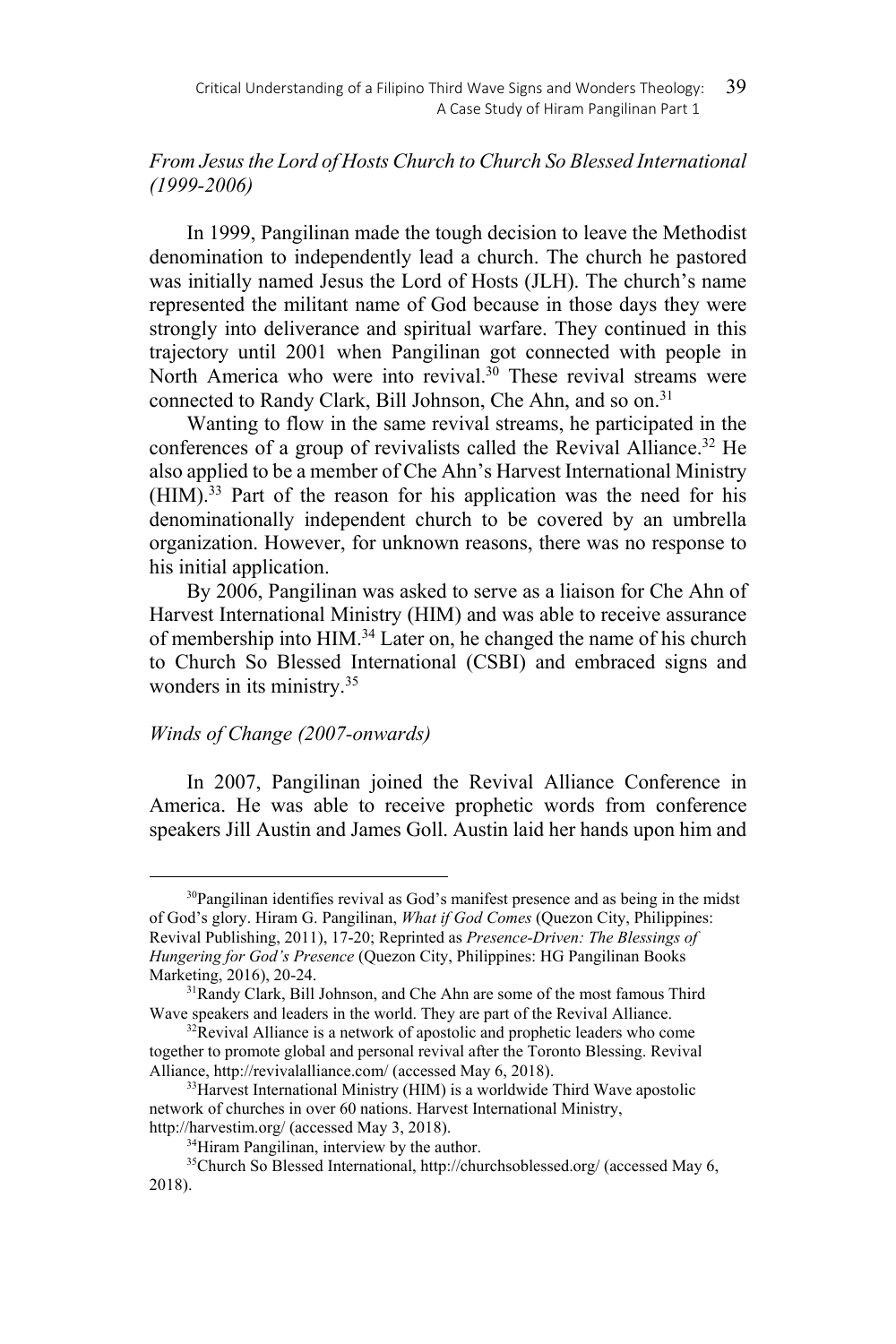### *From Jesus the Lord of Hosts Church to Church So Blessed International (1999-2006)*

In 1999, Pangilinan made the tough decision to leave the Methodist denomination to independently lead a church. The church he pastored was initially named Jesus the Lord of Hosts (JLH). The church's name represented the militant name of God because in those days they were strongly into deliverance and spiritual warfare. They continued in this trajectory until 2001 when Pangilinan got connected with people in North America who were into revival.[30] These revival streams were connected to Randy Clark, Bill Johnson, Che Ahn, and so on.[31]

Wanting to flow in the same revival streams, he participated in the conferences of a group of revivalists called the Revival Alliance.[32] He also applied to be a member of Che Ahn's Harvest International Ministry (HIM).[33] Part of the reason for his application was the need for his denominationally independent church to be covered by an umbrella organization. However, for unknown reasons, there was no response to his initial application.

By 2006, Pangilinan was asked to serve as a liaison for Che Ahn of Harvest International Ministry (HIM) and was able to receive assurance of membership into HIM.[34] Later on, he changed the name of his church to Church So Blessed International (CSBI) and embraced signs and wonders in its ministry.[35]

### *Winds of Change (2007-onwards)*

In 2007, Pangilinan joined the Revival Alliance Conference in America. He was able to receive prophetic words from conference speakers Jill Austin and James Goll. Austin laid her hands upon him and

---

[30]Pangilinan identifies revival as God's manifest presence and as being in the midst of God's glory. Hiram G. Pangilinan, *What if God Comes* (Quezon City, Philippines: Revival Publishing, 2011), 17-20; Reprinted as *Presence-Driven: The Blessings of Hungering for God's Presence* (Quezon City, Philippines: HG Pangilinan Books Marketing, 2016), 20-24.

[31]Randy Clark, Bill Johnson, and Che Ahn are some of the most famous Third Wave speakers and leaders in the world. They are part of the Revival Alliance.

[32]Revival Alliance is a network of apostolic and prophetic leaders who come together to promote global and personal revival after the Toronto Blessing. Revival Alliance, http://revivalalliance.com/ (accessed May 6, 2018).

[33]Harvest International Ministry (HIM) is a worldwide Third Wave apostolic network of churches in over 60 nations. Harvest International Ministry, http://harvestim.org/ (accessed May 3, 2018).

[34]Hiram Pangilinan, interview by the author.

[35]Church So Blessed International, http://churchsoblessed.org/ (accessed May 6, 2018).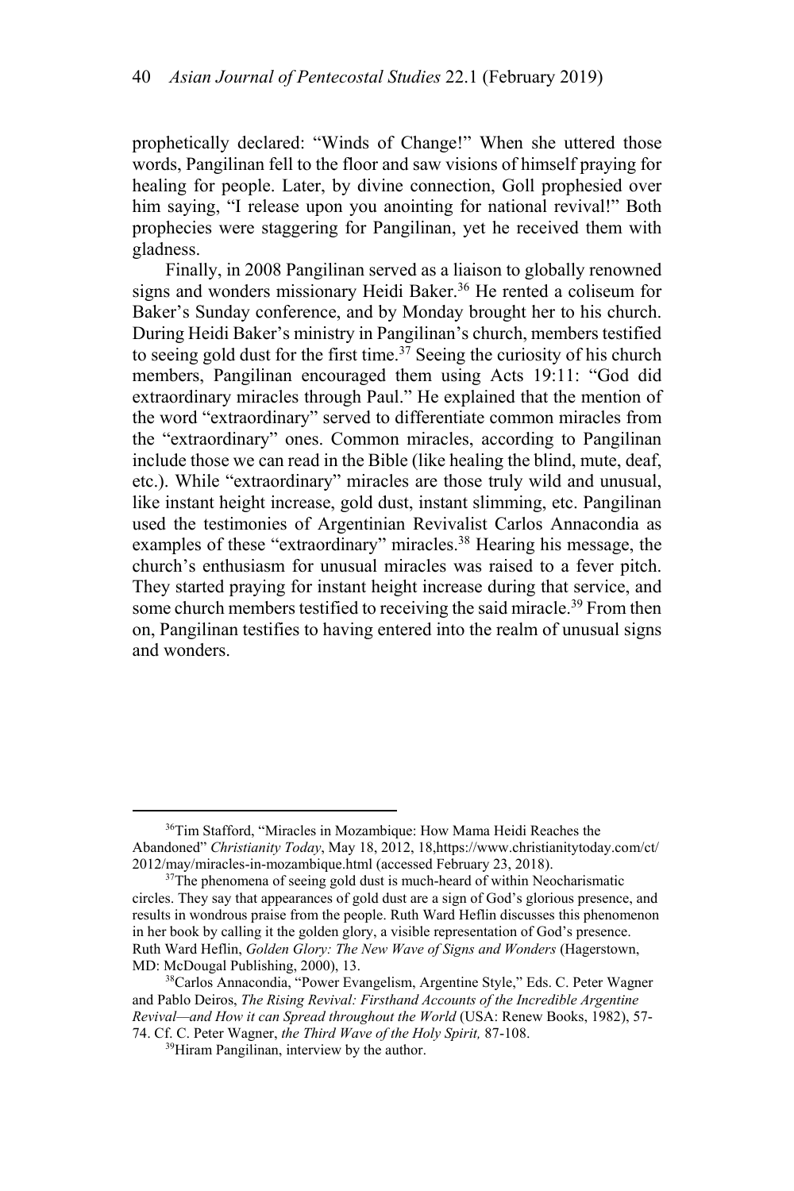prophetically declared: "Winds of Change!" When she uttered those words, Pangilinan fell to the floor and saw visions of himself praying for healing for people. Later, by divine connection, Goll prophesied over him saying, "I release upon you anointing for national revival!" Both prophecies were staggering for Pangilinan, yet he received them with gladness.

Finally, in 2008 Pangilinan served as a liaison to globally renowned signs and wonders missionary Heidi Baker.[36] He rented a coliseum for Baker's Sunday conference, and by Monday brought her to his church. During Heidi Baker's ministry in Pangilinan's church, members testified to seeing gold dust for the first time.[37] Seeing the curiosity of his church members, Pangilinan encouraged them using Acts 19:11: "God did extraordinary miracles through Paul." He explained that the mention of the word "extraordinary" served to differentiate common miracles from the "extraordinary" ones. Common miracles, according to Pangilinan include those we can read in the Bible (like healing the blind, mute, deaf, etc.). While "extraordinary" miracles are those truly wild and unusual, like instant height increase, gold dust, instant slimming, etc. Pangilinan used the testimonies of Argentinian Revivalist Carlos Annacondia as examples of these "extraordinary" miracles.[38] Hearing his message, the church's enthusiasm for unusual miracles was raised to a fever pitch. They started praying for instant height increase during that service, and some church members testified to receiving the said miracle.[39] From then on, Pangilinan testifies to having entered into the realm of unusual signs and wonders.

---

[36] Tim Stafford, "Miracles in Mozambique: How Mama Heidi Reaches the Abandoned" *Christianity Today*, May 18, 2012, 18,https://www.christianitytoday.com/ct/2012/may/miracles-in-mozambique.html (accessed February 23, 2018).

[37] The phenomena of seeing gold dust is much-heard of within Neocharismatic circles. They say that appearances of gold dust are a sign of God's glorious presence, and results in wondrous praise from the people. Ruth Ward Heflin discusses this phenomenon in her book by calling it the golden glory, a visible representation of God's presence. Ruth Ward Heflin, *Golden Glory: The New Wave of Signs and Wonders* (Hagerstown, MD: McDougal Publishing, 2000), 13.

[38] Carlos Annacondia, "Power Evangelism, Argentine Style," Eds. C. Peter Wagner and Pablo Deiros, *The Rising Revival: Firsthand Accounts of the Incredible Argentine Revival—and How it can Spread throughout the World* (USA: Renew Books, 1982), 57-74. Cf. C. Peter Wagner, *the Third Wave of the Holy Spirit,* 87-108.

[39] Hiram Pangilinan, interview by the author.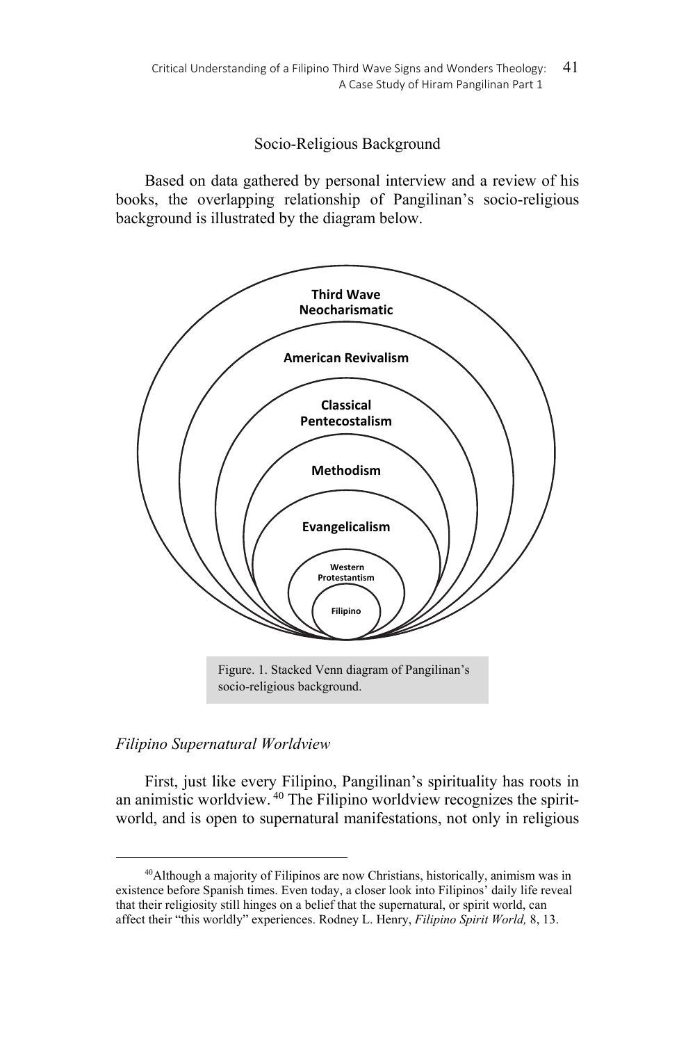## Socio-Religious Background

Based on data gathered by personal interview and a review of his books, the overlapping relationship of Pangilinan's socio-religious background is illustrated by the diagram below.

Third Wave Neocharismatic

American Revivalism

Classical Pentecostalism

Methodism

Evangelicalism

Western Protestantism

Filipino

Figure. 1. Stacked Venn diagram of Pangilinan's socio-religious background.

### *Filipino Supernatural Worldview*

First, just like every Filipino, Pangilinan's spirituality has roots in an animistic worldview.[40] The Filipino worldview recognizes the spirit-world, and is open to supernatural manifestations, not only in religious

[40]Although a majority of Filipinos are now Christians, historically, animism was in existence before Spanish times. Even today, a closer look into Filipinos' daily life reveal that their religiosity still hinges on a belief that the supernatural, or spirit world, can affect their "this worldly" experiences. Rodney L. Henry, *Filipino Spirit World,* 8, 13.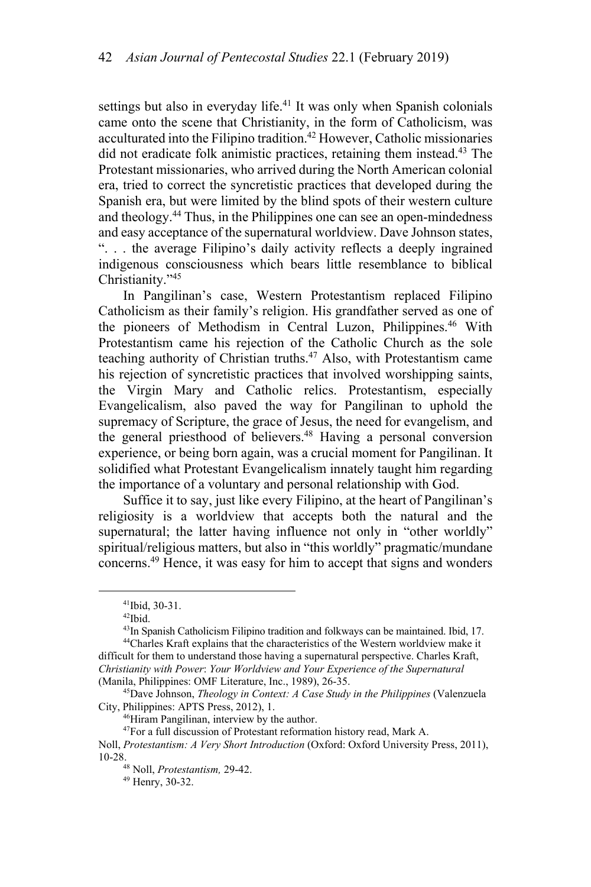settings but also in everyday life.[41] It was only when Spanish colonials came onto the scene that Christianity, in the form of Catholicism, was acculturated into the Filipino tradition.[42] However, Catholic missionaries did not eradicate folk animistic practices, retaining them instead.[43] The Protestant missionaries, who arrived during the North American colonial era, tried to correct the syncretistic practices that developed during the Spanish era, but were limited by the blind spots of their western culture and theology.[44] Thus, in the Philippines one can see an open-mindedness and easy acceptance of the supernatural worldview. Dave Johnson states, ". . . the average Filipino's daily activity reflects a deeply ingrained indigenous consciousness which bears little resemblance to biblical Christianity."[45]

In Pangilinan's case, Western Protestantism replaced Filipino Catholicism as their family's religion. His grandfather served as one of the pioneers of Methodism in Central Luzon, Philippines.[46] With Protestantism came his rejection of the Catholic Church as the sole teaching authority of Christian truths.[47] Also, with Protestantism came his rejection of syncretistic practices that involved worshipping saints, the Virgin Mary and Catholic relics. Protestantism, especially Evangelicalism, also paved the way for Pangilinan to uphold the supremacy of Scripture, the grace of Jesus, the need for evangelism, and the general priesthood of believers.[48] Having a personal conversion experience, or being born again, was a crucial moment for Pangilinan. It solidified what Protestant Evangelicalism innately taught him regarding the importance of a voluntary and personal relationship with God.

Suffice it to say, just like every Filipino, at the heart of Pangilinan's religiosity is a worldview that accepts both the natural and the supernatural; the latter having influence not only in "other worldly" spiritual/religious matters, but also in "this worldly" pragmatic/mundane concerns.[49] Hence, it was easy for him to accept that signs and wonders

---

[41]Ibid, 30-31.

[42]Ibid.

[43]In Spanish Catholicism Filipino tradition and folkways can be maintained. Ibid, 17.

[44]Charles Kraft explains that the characteristics of the Western worldview make it difficult for them to understand those having a supernatural perspective. Charles Kraft, *Christianity with Power*: *Your Worldview and Your Experience of the Supernatural* (Manila, Philippines: OMF Literature, Inc., 1989), 26-35.

[45]Dave Johnson, *Theology in Context: A Case Study in the Philippines* (Valenzuela City, Philippines: APTS Press, 2012), 1.

[46]Hiram Pangilinan, interview by the author.

[47]For a full discussion of Protestant reformation history read, Mark A. Noll, *Protestantism: A Very Short Introduction* (Oxford: Oxford University Press, 2011), 10-28.

[48] Noll, *Protestantism,* 29-42.

[49] Henry, 30-32.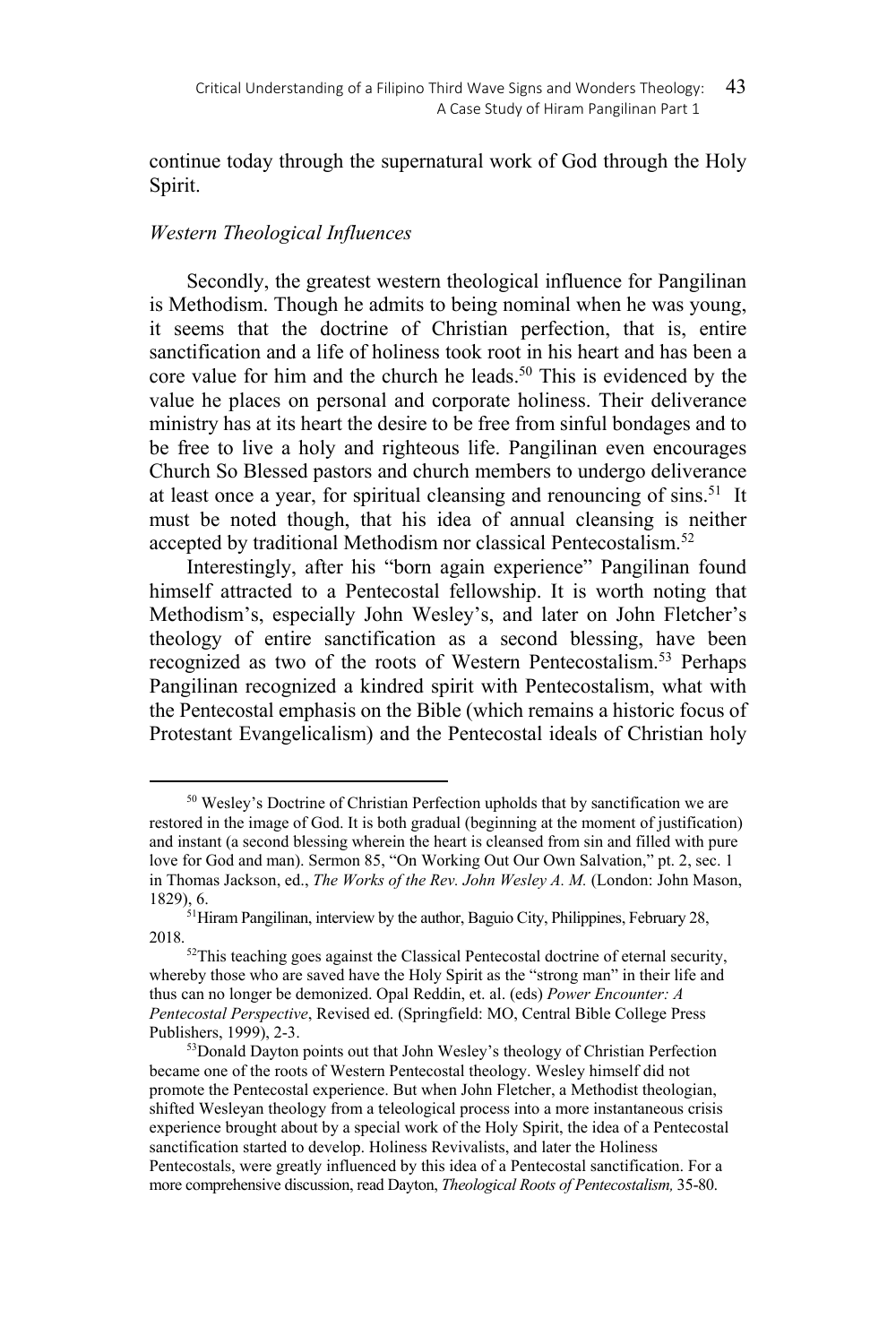continue today through the supernatural work of God through the Holy Spirit.

### *Western Theological Influences*

Secondly, the greatest western theological influence for Pangilinan is Methodism. Though he admits to being nominal when he was young, it seems that the doctrine of Christian perfection, that is, entire sanctification and a life of holiness took root in his heart and has been a core value for him and the church he leads.[50] This is evidenced by the value he places on personal and corporate holiness. Their deliverance ministry has at its heart the desire to be free from sinful bondages and to be free to live a holy and righteous life. Pangilinan even encourages Church So Blessed pastors and church members to undergo deliverance at least once a year, for spiritual cleansing and renouncing of sins.[51] It must be noted though, that his idea of annual cleansing is neither accepted by traditional Methodism nor classical Pentecostalism.[52]

Interestingly, after his "born again experience" Pangilinan found himself attracted to a Pentecostal fellowship. It is worth noting that Methodism's, especially John Wesley's, and later on John Fletcher's theology of entire sanctification as a second blessing, have been recognized as two of the roots of Western Pentecostalism.[53] Perhaps Pangilinan recognized a kindred spirit with Pentecostalism, what with the Pentecostal emphasis on the Bible (which remains a historic focus of Protestant Evangelicalism) and the Pentecostal ideals of Christian holy

---

[50] Wesley's Doctrine of Christian Perfection upholds that by sanctification we are restored in the image of God. It is both gradual (beginning at the moment of justification) and instant (a second blessing wherein the heart is cleansed from sin and filled with pure love for God and man). Sermon 85, "On Working Out Our Own Salvation," pt. 2, sec. 1 in Thomas Jackson, ed., *The Works of the Rev. John Wesley A. M.* (London: John Mason, 1829), 6.

[51] Hiram Pangilinan, interview by the author, Baguio City, Philippines, February 28, 2018.

[52] This teaching goes against the Classical Pentecostal doctrine of eternal security, whereby those who are saved have the Holy Spirit as the "strong man" in their life and thus can no longer be demonized. Opal Reddin, et. al. (eds) *Power Encounter: A Pentecostal Perspective*, Revised ed. (Springfield: MO, Central Bible College Press Publishers, 1999), 2-3.

[53] Donald Dayton points out that John Wesley's theology of Christian Perfection became one of the roots of Western Pentecostal theology. Wesley himself did not promote the Pentecostal experience. But when John Fletcher, a Methodist theologian, shifted Wesleyan theology from a teleological process into a more instantaneous crisis experience brought about by a special work of the Holy Spirit, the idea of a Pentecostal sanctification started to develop. Holiness Revivalists, and later the Holiness Pentecostals, were greatly influenced by this idea of a Pentecostal sanctification. For a more comprehensive discussion, read Dayton, *Theological Roots of Pentecostalism,* 35-80.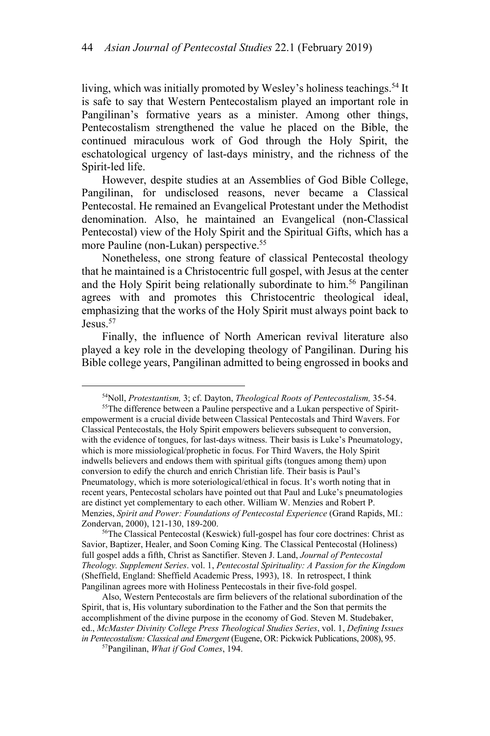living, which was initially promoted by Wesley's holiness teachings.[54] It is safe to say that Western Pentecostalism played an important role in Pangilinan's formative years as a minister. Among other things, Pentecostalism strengthened the value he placed on the Bible, the continued miraculous work of God through the Holy Spirit, the eschatological urgency of last-days ministry, and the richness of the Spirit-led life.

However, despite studies at an Assemblies of God Bible College, Pangilinan, for undisclosed reasons, never became a Classical Pentecostal. He remained an Evangelical Protestant under the Methodist denomination. Also, he maintained an Evangelical (non-Classical Pentecostal) view of the Holy Spirit and the Spiritual Gifts, which has a more Pauline (non-Lukan) perspective.[55]

Nonetheless, one strong feature of classical Pentecostal theology that he maintained is a Christocentric full gospel, with Jesus at the center and the Holy Spirit being relationally subordinate to him.[56] Pangilinan agrees with and promotes this Christocentric theological ideal, emphasizing that the works of the Holy Spirit must always point back to Jesus.[57]

Finally, the influence of North American revival literature also played a key role in the developing theology of Pangilinan. During his Bible college years, Pangilinan admitted to being engrossed in books and

---

[54] Noll, *Protestantism,* 3; cf. Dayton, *Theological Roots of Pentecostalism,* 35-54.

[55] The difference between a Pauline perspective and a Lukan perspective of Spirit-empowerment is a crucial divide between Classical Pentecostals and Third Wavers. For Classical Pentecostals, the Holy Spirit empowers believers subsequent to conversion, with the evidence of tongues, for last-days witness. Their basis is Luke's Pneumatology, which is more missiological/prophetic in focus. For Third Wavers, the Holy Spirit indwells believers and endows them with spiritual gifts (tongues among them) upon conversion to edify the church and enrich Christian life. Their basis is Paul's Pneumatology, which is more soteriological/ethical in focus. It's worth noting that in recent years, Pentecostal scholars have pointed out that Paul and Luke's pneumatologies are distinct yet complementary to each other. William W. Menzies and Robert P. Menzies, *Spirit and Power: Foundations of Pentecostal Experience* (Grand Rapids, MI.: Zondervan, 2000), 121-130, 189-200.

[56] The Classical Pentecostal (Keswick) full-gospel has four core doctrines: Christ as Savior, Baptizer, Healer, and Soon Coming King. The Classical Pentecostal (Holiness) full gospel adds a fifth, Christ as Sanctifier. Steven J. Land, *Journal of Pentecostal Theology. Supplement Series*. vol. 1, *Pentecostal Spirituality: A Passion for the Kingdom* (Sheffield, England: Sheffield Academic Press, 1993), 18. In retrospect, I think Pangilinan agrees more with Holiness Pentecostals in their five-fold gospel.

Also, Western Pentecostals are firm believers of the relational subordination of the Spirit, that is, His voluntary subordination to the Father and the Son that permits the accomplishment of the divine purpose in the economy of God. Steven M. Studebaker, ed., *McMaster Divinity College Press Theological Studies Series*, vol. 1, *Defining Issues in Pentecostalism: Classical and Emergent* (Eugene, OR: Pickwick Publications, 2008), 95.

[57] Pangilinan, *What if God Comes*, 194.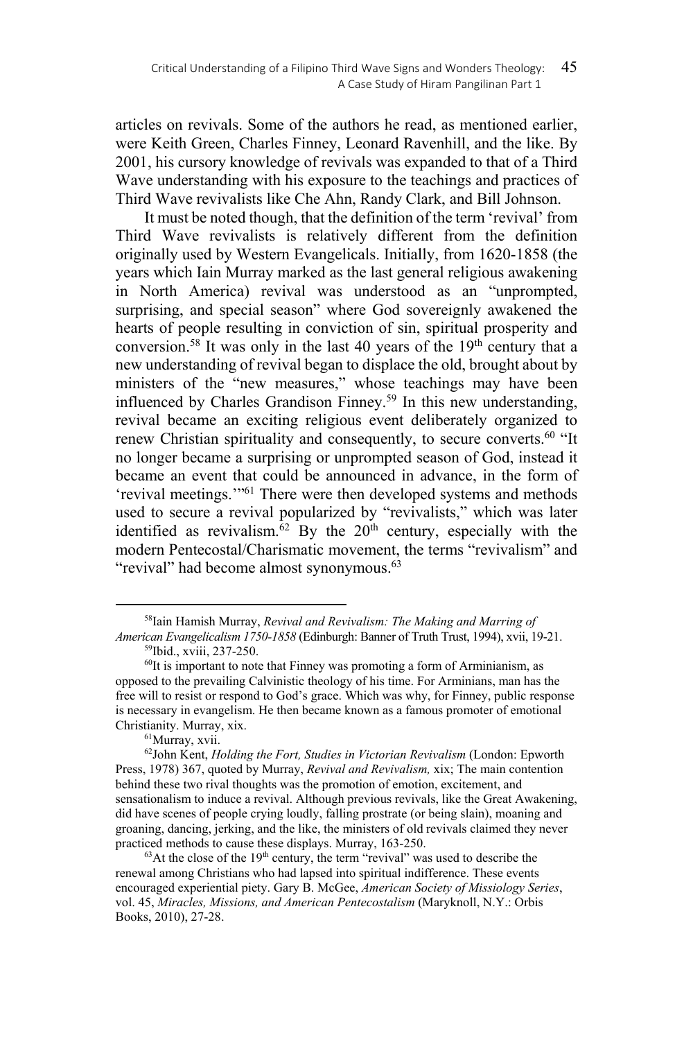articles on revivals. Some of the authors he read, as mentioned earlier, were Keith Green, Charles Finney, Leonard Ravenhill, and the like. By 2001, his cursory knowledge of revivals was expanded to that of a Third Wave understanding with his exposure to the teachings and practices of Third Wave revivalists like Che Ahn, Randy Clark, and Bill Johnson.

It must be noted though, that the definition of the term 'revival' from Third Wave revivalists is relatively different from the definition originally used by Western Evangelicals. Initially, from 1620-1858 (the years which Iain Murray marked as the last general religious awakening in North America) revival was understood as an "unprompted, surprising, and special season" where God sovereignly awakened the hearts of people resulting in conviction of sin, spiritual prosperity and conversion.[58] It was only in the last 40 years of the 19th century that a new understanding of revival began to displace the old, brought about by ministers of the "new measures," whose teachings may have been influenced by Charles Grandison Finney.[59] In this new understanding, revival became an exciting religious event deliberately organized to renew Christian spirituality and consequently, to secure converts.[60] "It no longer became a surprising or unprompted season of God, instead it became an event that could be announced in advance, in the form of 'revival meetings.'"[61] There were then developed systems and methods used to secure a revival popularized by "revivalists," which was later identified as revivalism.[62] By the 20th century, especially with the modern Pentecostal/Charismatic movement, the terms "revivalism" and "revival" had become almost synonymous.[63]

---

[58] Iain Hamish Murray, *Revival and Revivalism: The Making and Marring of American Evangelicalism 1750-1858* (Edinburgh: Banner of Truth Trust, 1994), xvii, 19-21.

[59] Ibid., xviii, 237-250.

[60] It is important to note that Finney was promoting a form of Arminianism, as opposed to the prevailing Calvinistic theology of his time. For Arminians, man has the free will to resist or respond to God's grace. Which was why, for Finney, public response is necessary in evangelism. He then became known as a famous promoter of emotional Christianity. Murray, xix.

[61] Murray, xvii.

[62] John Kent, *Holding the Fort, Studies in Victorian Revivalism* (London: Epworth Press, 1978) 367, quoted by Murray, *Revival and Revivalism,* xix; The main contention behind these two rival thoughts was the promotion of emotion, excitement, and sensationalism to induce a revival. Although previous revivals, like the Great Awakening, did have scenes of people crying loudly, falling prostrate (or being slain), moaning and groaning, dancing, jerking, and the like, the ministers of old revivals claimed they never practiced methods to cause these displays. Murray, 163-250.

[63] At the close of the 19th century, the term "revival" was used to describe the renewal among Christians who had lapsed into spiritual indifference. These events encouraged experiential piety. Gary B. McGee, *American Society of Missiology Series*, vol. 45, *Miracles, Missions, and American Pentecostalism* (Maryknoll, N.Y.: Orbis Books, 2010), 27-28.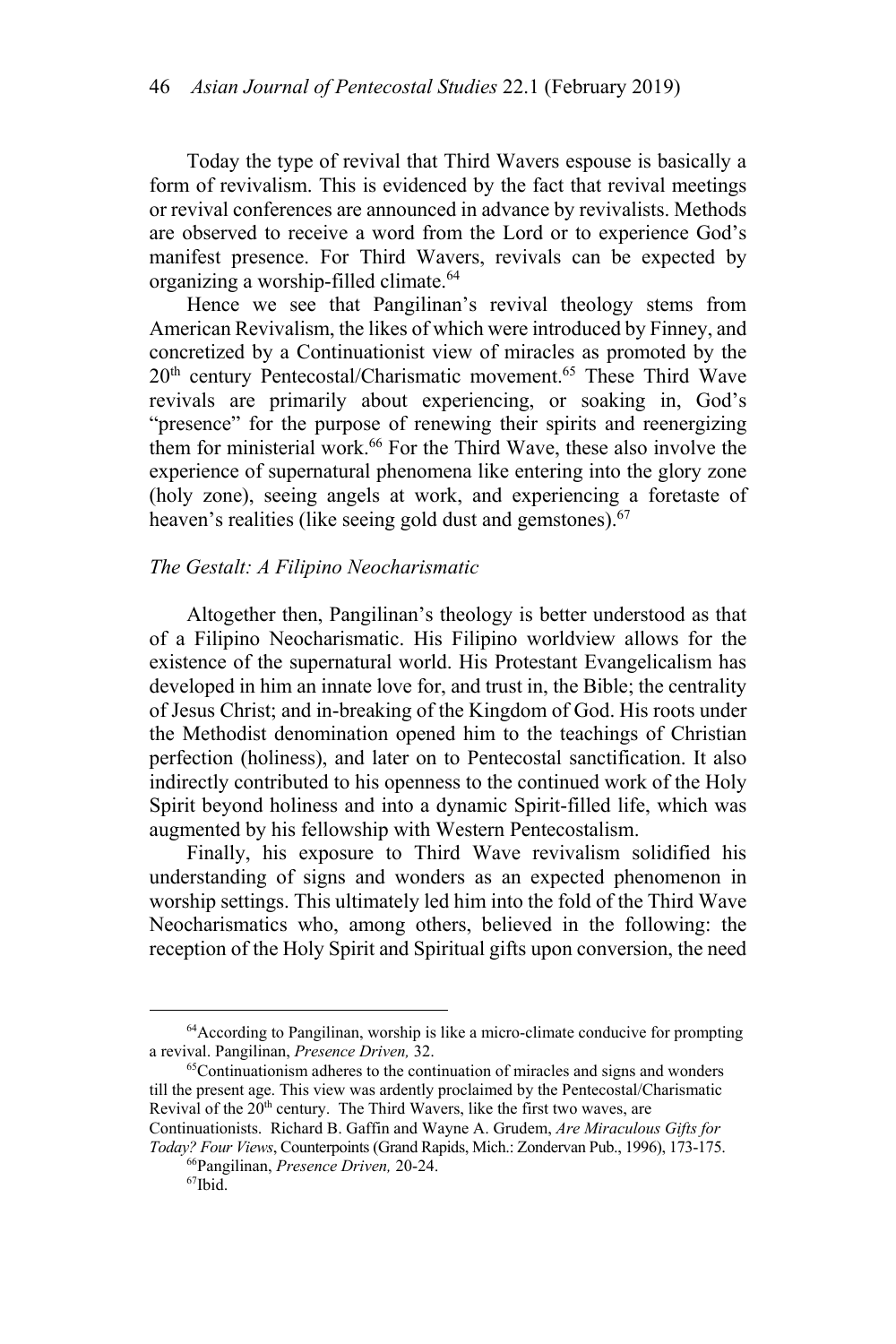Today the type of revival that Third Wavers espouse is basically a form of revivalism. This is evidenced by the fact that revival meetings or revival conferences are announced in advance by revivalists. Methods are observed to receive a word from the Lord or to experience God's manifest presence. For Third Wavers, revivals can be expected by organizing a worship-filled climate.[64]

Hence we see that Pangilinan's revival theology stems from American Revivalism, the likes of which were introduced by Finney, and concretized by a Continuationist view of miracles as promoted by the 20th century Pentecostal/Charismatic movement.[65] These Third Wave revivals are primarily about experiencing, or soaking in, God's "presence" for the purpose of renewing their spirits and reenergizing them for ministerial work.[66] For the Third Wave, these also involve the experience of supernatural phenomena like entering into the glory zone (holy zone), seeing angels at work, and experiencing a foretaste of heaven's realities (like seeing gold dust and gemstones).[67]

### *The Gestalt: A Filipino Neocharismatic*

Altogether then, Pangilinan's theology is better understood as that of a Filipino Neocharismatic. His Filipino worldview allows for the existence of the supernatural world. His Protestant Evangelicalism has developed in him an innate love for, and trust in, the Bible; the centrality of Jesus Christ; and in-breaking of the Kingdom of God. His roots under the Methodist denomination opened him to the teachings of Christian perfection (holiness), and later on to Pentecostal sanctification. It also indirectly contributed to his openness to the continued work of the Holy Spirit beyond holiness and into a dynamic Spirit-filled life, which was augmented by his fellowship with Western Pentecostalism.

Finally, his exposure to Third Wave revivalism solidified his understanding of signs and wonders as an expected phenomenon in worship settings. This ultimately led him into the fold of the Third Wave Neocharismatics who, among others, believed in the following: the reception of the Holy Spirit and Spiritual gifts upon conversion, the need

---

[64] According to Pangilinan, worship is like a micro-climate conducive for prompting a revival. Pangilinan, *Presence Driven,* 32.

[65] Continuationism adheres to the continuation of miracles and signs and wonders till the present age. This view was ardently proclaimed by the Pentecostal/Charismatic Revival of the 20th century. The Third Wavers, like the first two waves, are Continuationists. Richard B. Gaffin and Wayne A. Grudem, *Are Miraculous Gifts for Today? Four Views*, Counterpoints (Grand Rapids, Mich.: Zondervan Pub., 1996), 173-175.

[66] Pangilinan, *Presence Driven,* 20-24.

[67] Ibid.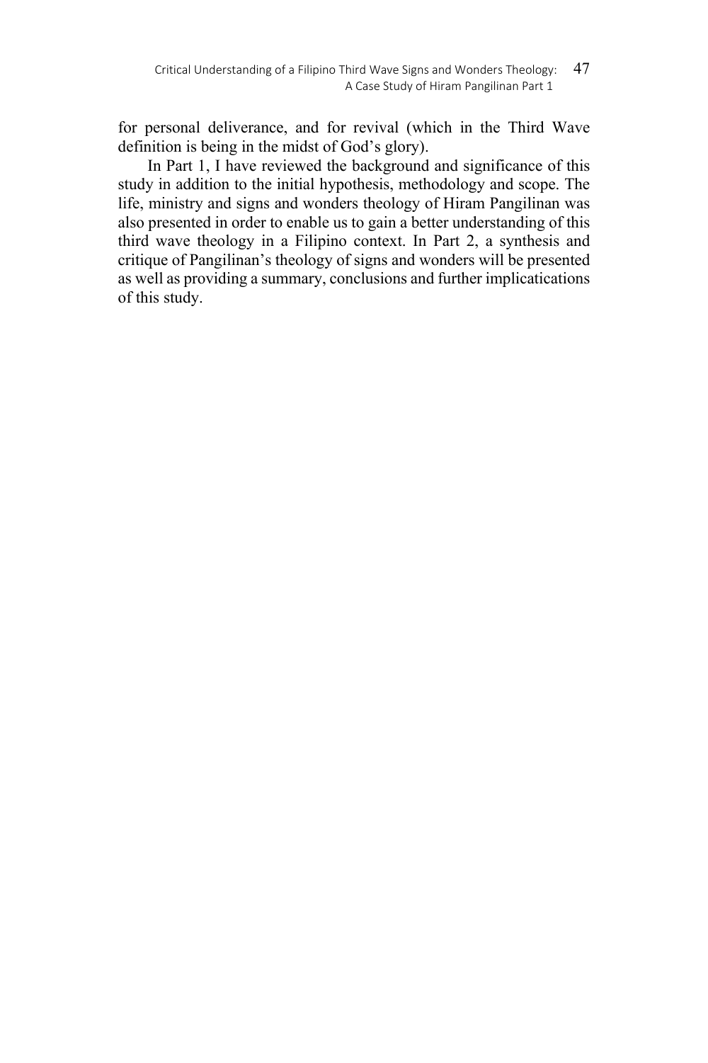for personal deliverance, and for revival (which in the Third Wave definition is being in the midst of God's glory).

In Part 1, I have reviewed the background and significance of this study in addition to the initial hypothesis, methodology and scope. The life, ministry and signs and wonders theology of Hiram Pangilinan was also presented in order to enable us to gain a better understanding of this third wave theology in a Filipino context. In Part 2, a synthesis and critique of Pangilinan's theology of signs and wonders will be presented as well as providing a summary, conclusions and further implicatications of this study.